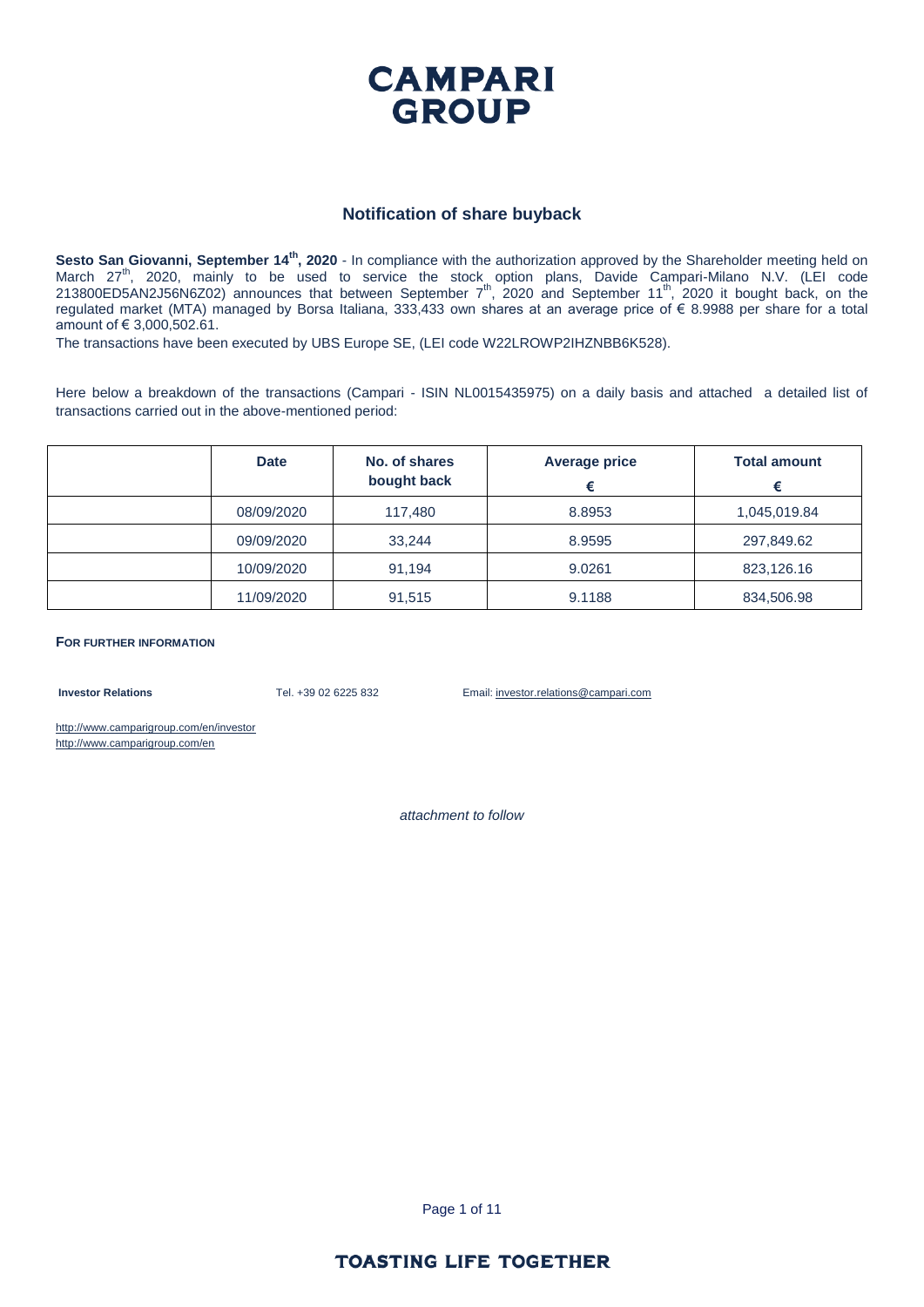# CAMPARI GROUP

## Notification of share buyback

**Sesto San Giovanni, September 14th, 2020** - In compliance with the authorization approved by the Shareholder meeting held on March 27th, 2020, mainly to be used to service the stock option plans, Davide Campari-Milano N.V. (LEI code 213800ED5AN2J56N6Z02) announces that between September 7th, 2020 and September 11th, 2020 it bought back, on the regulated market (MTA) managed by Borsa Italiana, 333,433 own shares at an average price of € 8.9988 per share for a total amount of € 3,000,502.61.

The transactions have been executed by UBS Europe SE, (LEI code W22LROWP2IHZNBB6K528).

Here below a breakdown of the transactions (Campari - ISIN NL0015435975) on a daily basis and attached a detailed list of transactions carried out in the above-mentioned period:

| | Date | No. of shares bought back | Average price € | Total amount € |
|---|---|---|---|---|
| | 08/09/2020 | 117,480 | 8.8953 | 1,045,019.84 |
| | 09/09/2020 | 33,244 | 8.9595 | 297,849.62 |
| | 10/09/2020 | 91,194 | 9.0261 | 823,126.16 |
| | 11/09/2020 | 91,515 | 9.1188 | 834,506.98 |

**FOR FURTHER INFORMATION**

**Investor Relations** Tel. +39 02 6225 832 Email: investor.relations@campari.com

http://www.camparigroup.com/en/investor
http://www.camparigroup.com/en

*attachment to follow*

**TOASTING LIFE TOGETHER**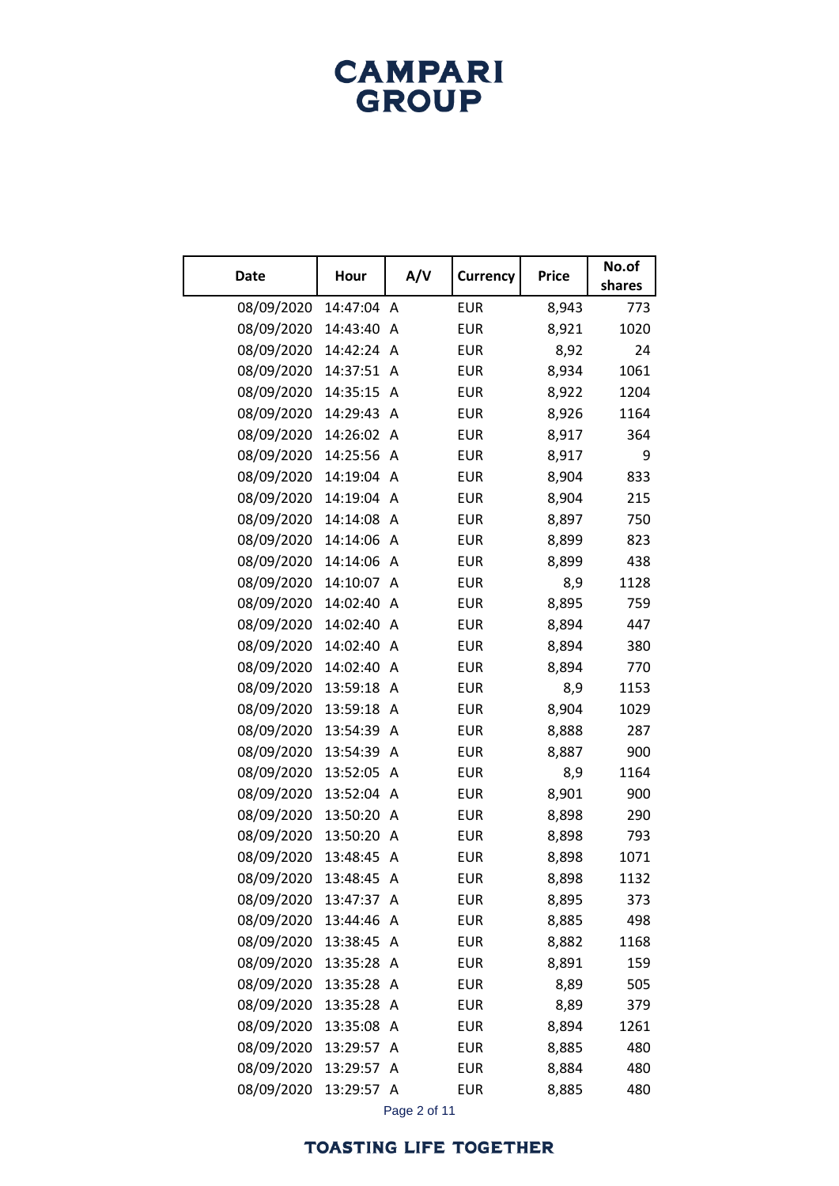| Date | Hour | A/V | Currency | Price | No.of shares |
|---|---|---|---|---|---|
| 08/09/2020 | 14:47:04 | A | EUR | 8,943 | 773 |
| 08/09/2020 | 14:43:40 | A | EUR | 8,921 | 1020 |
| 08/09/2020 | 14:42:24 | A | EUR | 8,92 | 24 |
| 08/09/2020 | 14:37:51 | A | EUR | 8,934 | 1061 |
| 08/09/2020 | 14:35:15 | A | EUR | 8,922 | 1204 |
| 08/09/2020 | 14:29:43 | A | EUR | 8,926 | 1164 |
| 08/09/2020 | 14:26:02 | A | EUR | 8,917 | 364 |
| 08/09/2020 | 14:25:56 | A | EUR | 8,917 | 9 |
| 08/09/2020 | 14:19:04 | A | EUR | 8,904 | 833 |
| 08/09/2020 | 14:19:04 | A | EUR | 8,904 | 215 |
| 08/09/2020 | 14:14:08 | A | EUR | 8,897 | 750 |
| 08/09/2020 | 14:14:06 | A | EUR | 8,899 | 823 |
| 08/09/2020 | 14:14:06 | A | EUR | 8,899 | 438 |
| 08/09/2020 | 14:10:07 | A | EUR | 8,9 | 1128 |
| 08/09/2020 | 14:02:40 | A | EUR | 8,895 | 759 |
| 08/09/2020 | 14:02:40 | A | EUR | 8,894 | 447 |
| 08/09/2020 | 14:02:40 | A | EUR | 8,894 | 380 |
| 08/09/2020 | 14:02:40 | A | EUR | 8,894 | 770 |
| 08/09/2020 | 13:59:18 | A | EUR | 8,9 | 1153 |
| 08/09/2020 | 13:59:18 | A | EUR | 8,904 | 1029 |
| 08/09/2020 | 13:54:39 | A | EUR | 8,888 | 287 |
| 08/09/2020 | 13:54:39 | A | EUR | 8,887 | 900 |
| 08/09/2020 | 13:52:05 | A | EUR | 8,9 | 1164 |
| 08/09/2020 | 13:52:04 | A | EUR | 8,901 | 900 |
| 08/09/2020 | 13:50:20 | A | EUR | 8,898 | 290 |
| 08/09/2020 | 13:50:20 | A | EUR | 8,898 | 793 |
| 08/09/2020 | 13:48:45 | A | EUR | 8,898 | 1071 |
| 08/09/2020 | 13:48:45 | A | EUR | 8,898 | 1132 |
| 08/09/2020 | 13:47:37 | A | EUR | 8,895 | 373 |
| 08/09/2020 | 13:44:46 | A | EUR | 8,885 | 498 |
| 08/09/2020 | 13:38:45 | A | EUR | 8,882 | 1168 |
| 08/09/2020 | 13:35:28 | A | EUR | 8,891 | 159 |
| 08/09/2020 | 13:35:28 | A | EUR | 8,89 | 505 |
| 08/09/2020 | 13:35:28 | A | EUR | 8,89 | 379 |
| 08/09/2020 | 13:35:08 | A | EUR | 8,894 | 1261 |
| 08/09/2020 | 13:29:57 | A | EUR | 8,885 | 480 |
| 08/09/2020 | 13:29:57 | A | EUR | 8,884 | 480 |
| 08/09/2020 | 13:29:57 | A | EUR | 8,885 | 480 |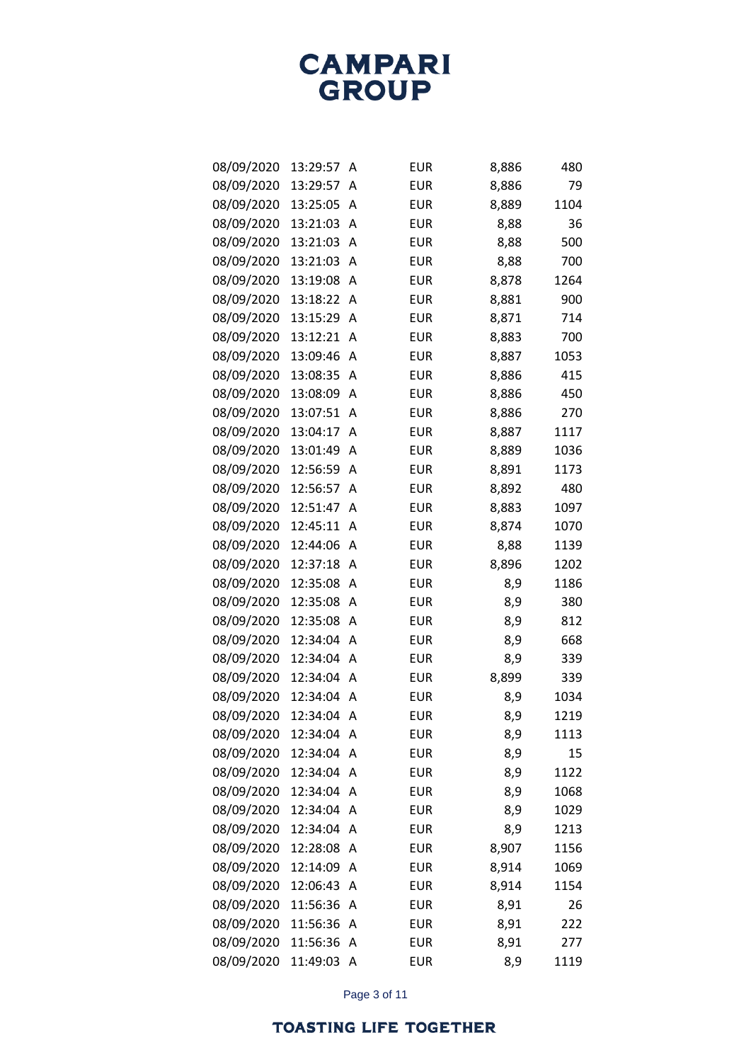| | | | | | |
|---|---|---|---|---|---|
| 08/09/2020 | 13:29:57 | A | EUR | 8,886 | 480 |
| 08/09/2020 | 13:29:57 | A | EUR | 8,886 | 79 |
| 08/09/2020 | 13:25:05 | A | EUR | 8,889 | 1104 |
| 08/09/2020 | 13:21:03 | A | EUR | 8,88 | 36 |
| 08/09/2020 | 13:21:03 | A | EUR | 8,88 | 500 |
| 08/09/2020 | 13:21:03 | A | EUR | 8,88 | 700 |
| 08/09/2020 | 13:19:08 | A | EUR | 8,878 | 1264 |
| 08/09/2020 | 13:18:22 | A | EUR | 8,881 | 900 |
| 08/09/2020 | 13:15:29 | A | EUR | 8,871 | 714 |
| 08/09/2020 | 13:12:21 | A | EUR | 8,883 | 700 |
| 08/09/2020 | 13:09:46 | A | EUR | 8,887 | 1053 |
| 08/09/2020 | 13:08:35 | A | EUR | 8,886 | 415 |
| 08/09/2020 | 13:08:09 | A | EUR | 8,886 | 450 |
| 08/09/2020 | 13:07:51 | A | EUR | 8,886 | 270 |
| 08/09/2020 | 13:04:17 | A | EUR | 8,887 | 1117 |
| 08/09/2020 | 13:01:49 | A | EUR | 8,889 | 1036 |
| 08/09/2020 | 12:56:59 | A | EUR | 8,891 | 1173 |
| 08/09/2020 | 12:56:57 | A | EUR | 8,892 | 480 |
| 08/09/2020 | 12:51:47 | A | EUR | 8,883 | 1097 |
| 08/09/2020 | 12:45:11 | A | EUR | 8,874 | 1070 |
| 08/09/2020 | 12:44:06 | A | EUR | 8,88 | 1139 |
| 08/09/2020 | 12:37:18 | A | EUR | 8,896 | 1202 |
| 08/09/2020 | 12:35:08 | A | EUR | 8,9 | 1186 |
| 08/09/2020 | 12:35:08 | A | EUR | 8,9 | 380 |
| 08/09/2020 | 12:35:08 | A | EUR | 8,9 | 812 |
| 08/09/2020 | 12:34:04 | A | EUR | 8,9 | 668 |
| 08/09/2020 | 12:34:04 | A | EUR | 8,9 | 339 |
| 08/09/2020 | 12:34:04 | A | EUR | 8,899 | 339 |
| 08/09/2020 | 12:34:04 | A | EUR | 8,9 | 1034 |
| 08/09/2020 | 12:34:04 | A | EUR | 8,9 | 1219 |
| 08/09/2020 | 12:34:04 | A | EUR | 8,9 | 1113 |
| 08/09/2020 | 12:34:04 | A | EUR | 8,9 | 15 |
| 08/09/2020 | 12:34:04 | A | EUR | 8,9 | 1122 |
| 08/09/2020 | 12:34:04 | A | EUR | 8,9 | 1068 |
| 08/09/2020 | 12:34:04 | A | EUR | 8,9 | 1029 |
| 08/09/2020 | 12:34:04 | A | EUR | 8,9 | 1213 |
| 08/09/2020 | 12:28:08 | A | EUR | 8,907 | 1156 |
| 08/09/2020 | 12:14:09 | A | EUR | 8,914 | 1069 |
| 08/09/2020 | 12:06:43 | A | EUR | 8,914 | 1154 |
| 08/09/2020 | 11:56:36 | A | EUR | 8,91 | 26 |
| 08/09/2020 | 11:56:36 | A | EUR | 8,91 | 222 |
| 08/09/2020 | 11:56:36 | A | EUR | 8,91 | 277 |
| 08/09/2020 | 11:49:03 | A | EUR | 8,9 | 1119 |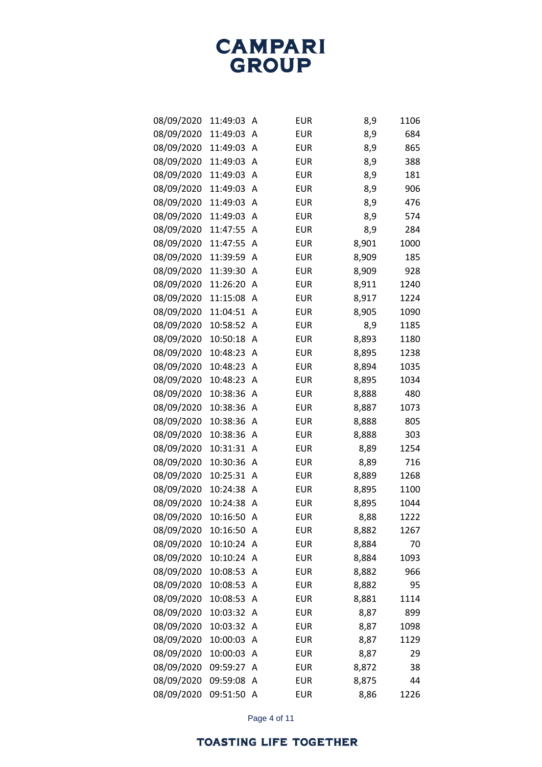| | | | | | |
|---|---|---|---|---|---|
| 08/09/2020 | 11:49:03 | A | EUR | 8,9 | 1106 |
| 08/09/2020 | 11:49:03 | A | EUR | 8,9 | 684 |
| 08/09/2020 | 11:49:03 | A | EUR | 8,9 | 865 |
| 08/09/2020 | 11:49:03 | A | EUR | 8,9 | 388 |
| 08/09/2020 | 11:49:03 | A | EUR | 8,9 | 181 |
| 08/09/2020 | 11:49:03 | A | EUR | 8,9 | 906 |
| 08/09/2020 | 11:49:03 | A | EUR | 8,9 | 476 |
| 08/09/2020 | 11:49:03 | A | EUR | 8,9 | 574 |
| 08/09/2020 | 11:47:55 | A | EUR | 8,9 | 284 |
| 08/09/2020 | 11:47:55 | A | EUR | 8,901 | 1000 |
| 08/09/2020 | 11:39:59 | A | EUR | 8,909 | 185 |
| 08/09/2020 | 11:39:30 | A | EUR | 8,909 | 928 |
| 08/09/2020 | 11:26:20 | A | EUR | 8,911 | 1240 |
| 08/09/2020 | 11:15:08 | A | EUR | 8,917 | 1224 |
| 08/09/2020 | 11:04:51 | A | EUR | 8,905 | 1090 |
| 08/09/2020 | 10:58:52 | A | EUR | 8,9 | 1185 |
| 08/09/2020 | 10:50:18 | A | EUR | 8,893 | 1180 |
| 08/09/2020 | 10:48:23 | A | EUR | 8,895 | 1238 |
| 08/09/2020 | 10:48:23 | A | EUR | 8,894 | 1035 |
| 08/09/2020 | 10:48:23 | A | EUR | 8,895 | 1034 |
| 08/09/2020 | 10:38:36 | A | EUR | 8,888 | 480 |
| 08/09/2020 | 10:38:36 | A | EUR | 8,887 | 1073 |
| 08/09/2020 | 10:38:36 | A | EUR | 8,888 | 805 |
| 08/09/2020 | 10:38:36 | A | EUR | 8,888 | 303 |
| 08/09/2020 | 10:31:31 | A | EUR | 8,89 | 1254 |
| 08/09/2020 | 10:30:36 | A | EUR | 8,89 | 716 |
| 08/09/2020 | 10:25:31 | A | EUR | 8,889 | 1268 |
| 08/09/2020 | 10:24:38 | A | EUR | 8,895 | 1100 |
| 08/09/2020 | 10:24:38 | A | EUR | 8,895 | 1044 |
| 08/09/2020 | 10:16:50 | A | EUR | 8,88 | 1222 |
| 08/09/2020 | 10:16:50 | A | EUR | 8,882 | 1267 |
| 08/09/2020 | 10:10:24 | A | EUR | 8,884 | 70 |
| 08/09/2020 | 10:10:24 | A | EUR | 8,884 | 1093 |
| 08/09/2020 | 10:08:53 | A | EUR | 8,882 | 966 |
| 08/09/2020 | 10:08:53 | A | EUR | 8,882 | 95 |
| 08/09/2020 | 10:08:53 | A | EUR | 8,881 | 1114 |
| 08/09/2020 | 10:03:32 | A | EUR | 8,87 | 899 |
| 08/09/2020 | 10:03:32 | A | EUR | 8,87 | 1098 |
| 08/09/2020 | 10:00:03 | A | EUR | 8,87 | 1129 |
| 08/09/2020 | 10:00:03 | A | EUR | 8,87 | 29 |
| 08/09/2020 | 09:59:27 | A | EUR | 8,872 | 38 |
| 08/09/2020 | 09:59:08 | A | EUR | 8,875 | 44 |
| 08/09/2020 | 09:51:50 | A | EUR | 8,86 | 1226 |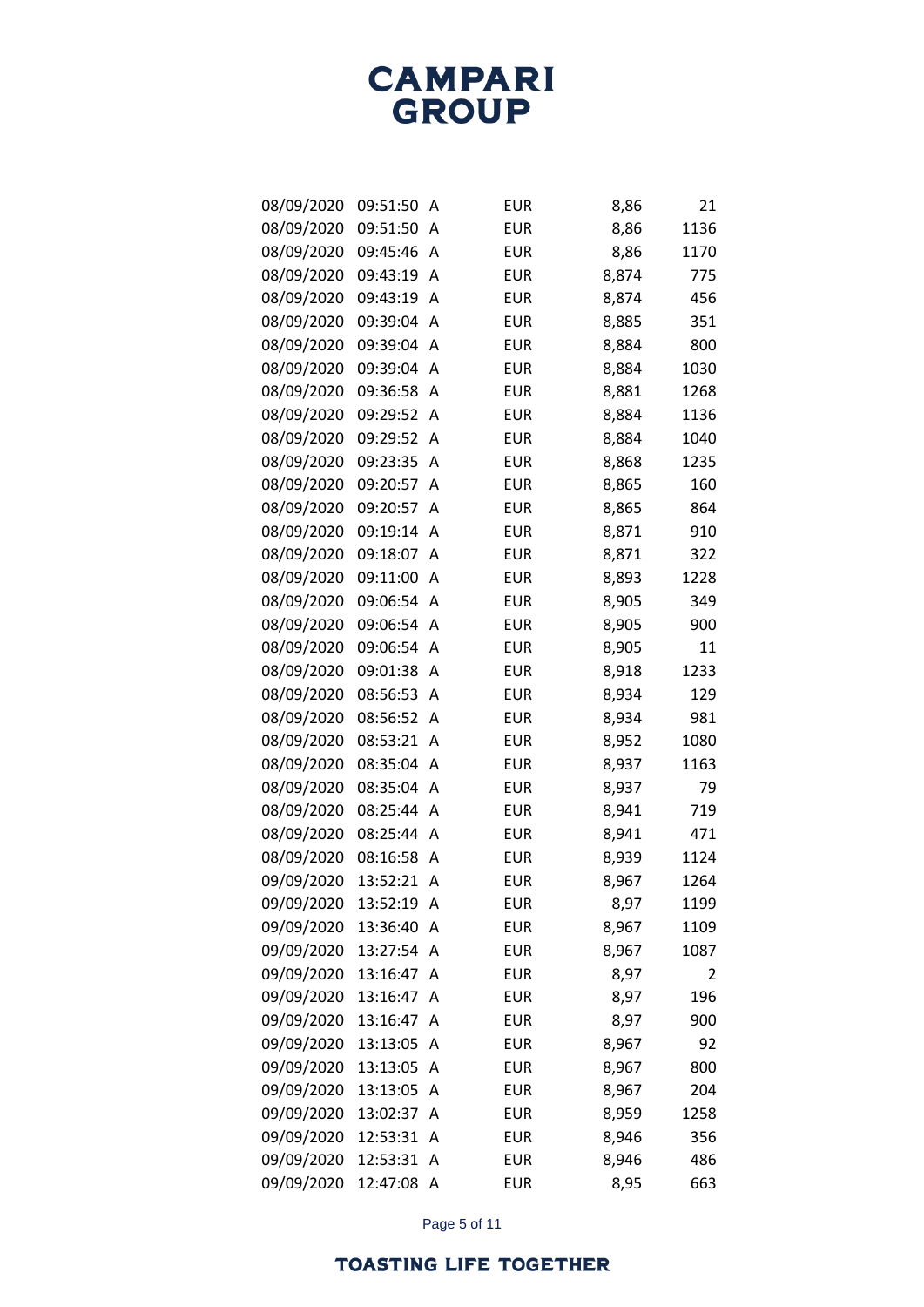| | | | | | |
|---|---|---|---|---|---|
| 08/09/2020 | 09:51:50 | A | EUR | 8,86 | 21 |
| 08/09/2020 | 09:51:50 | A | EUR | 8,86 | 1136 |
| 08/09/2020 | 09:45:46 | A | EUR | 8,86 | 1170 |
| 08/09/2020 | 09:43:19 | A | EUR | 8,874 | 775 |
| 08/09/2020 | 09:43:19 | A | EUR | 8,874 | 456 |
| 08/09/2020 | 09:39:04 | A | EUR | 8,885 | 351 |
| 08/09/2020 | 09:39:04 | A | EUR | 8,884 | 800 |
| 08/09/2020 | 09:39:04 | A | EUR | 8,884 | 1030 |
| 08/09/2020 | 09:36:58 | A | EUR | 8,881 | 1268 |
| 08/09/2020 | 09:29:52 | A | EUR | 8,884 | 1136 |
| 08/09/2020 | 09:29:52 | A | EUR | 8,884 | 1040 |
| 08/09/2020 | 09:23:35 | A | EUR | 8,868 | 1235 |
| 08/09/2020 | 09:20:57 | A | EUR | 8,865 | 160 |
| 08/09/2020 | 09:20:57 | A | EUR | 8,865 | 864 |
| 08/09/2020 | 09:19:14 | A | EUR | 8,871 | 910 |
| 08/09/2020 | 09:18:07 | A | EUR | 8,871 | 322 |
| 08/09/2020 | 09:11:00 | A | EUR | 8,893 | 1228 |
| 08/09/2020 | 09:06:54 | A | EUR | 8,905 | 349 |
| 08/09/2020 | 09:06:54 | A | EUR | 8,905 | 900 |
| 08/09/2020 | 09:06:54 | A | EUR | 8,905 | 11 |
| 08/09/2020 | 09:01:38 | A | EUR | 8,918 | 1233 |
| 08/09/2020 | 08:56:53 | A | EUR | 8,934 | 129 |
| 08/09/2020 | 08:56:52 | A | EUR | 8,934 | 981 |
| 08/09/2020 | 08:53:21 | A | EUR | 8,952 | 1080 |
| 08/09/2020 | 08:35:04 | A | EUR | 8,937 | 1163 |
| 08/09/2020 | 08:35:04 | A | EUR | 8,937 | 79 |
| 08/09/2020 | 08:25:44 | A | EUR | 8,941 | 719 |
| 08/09/2020 | 08:25:44 | A | EUR | 8,941 | 471 |
| 08/09/2020 | 08:16:58 | A | EUR | 8,939 | 1124 |
| 09/09/2020 | 13:52:21 | A | EUR | 8,967 | 1264 |
| 09/09/2020 | 13:52:19 | A | EUR | 8,97 | 1199 |
| 09/09/2020 | 13:36:40 | A | EUR | 8,967 | 1109 |
| 09/09/2020 | 13:27:54 | A | EUR | 8,967 | 1087 |
| 09/09/2020 | 13:16:47 | A | EUR | 8,97 | 2 |
| 09/09/2020 | 13:16:47 | A | EUR | 8,97 | 196 |
| 09/09/2020 | 13:16:47 | A | EUR | 8,97 | 900 |
| 09/09/2020 | 13:13:05 | A | EUR | 8,967 | 92 |
| 09/09/2020 | 13:13:05 | A | EUR | 8,967 | 800 |
| 09/09/2020 | 13:13:05 | A | EUR | 8,967 | 204 |
| 09/09/2020 | 13:02:37 | A | EUR | 8,959 | 1258 |
| 09/09/2020 | 12:53:31 | A | EUR | 8,946 | 356 |
| 09/09/2020 | 12:53:31 | A | EUR | 8,946 | 486 |
| 09/09/2020 | 12:47:08 | A | EUR | 8,95 | 663 |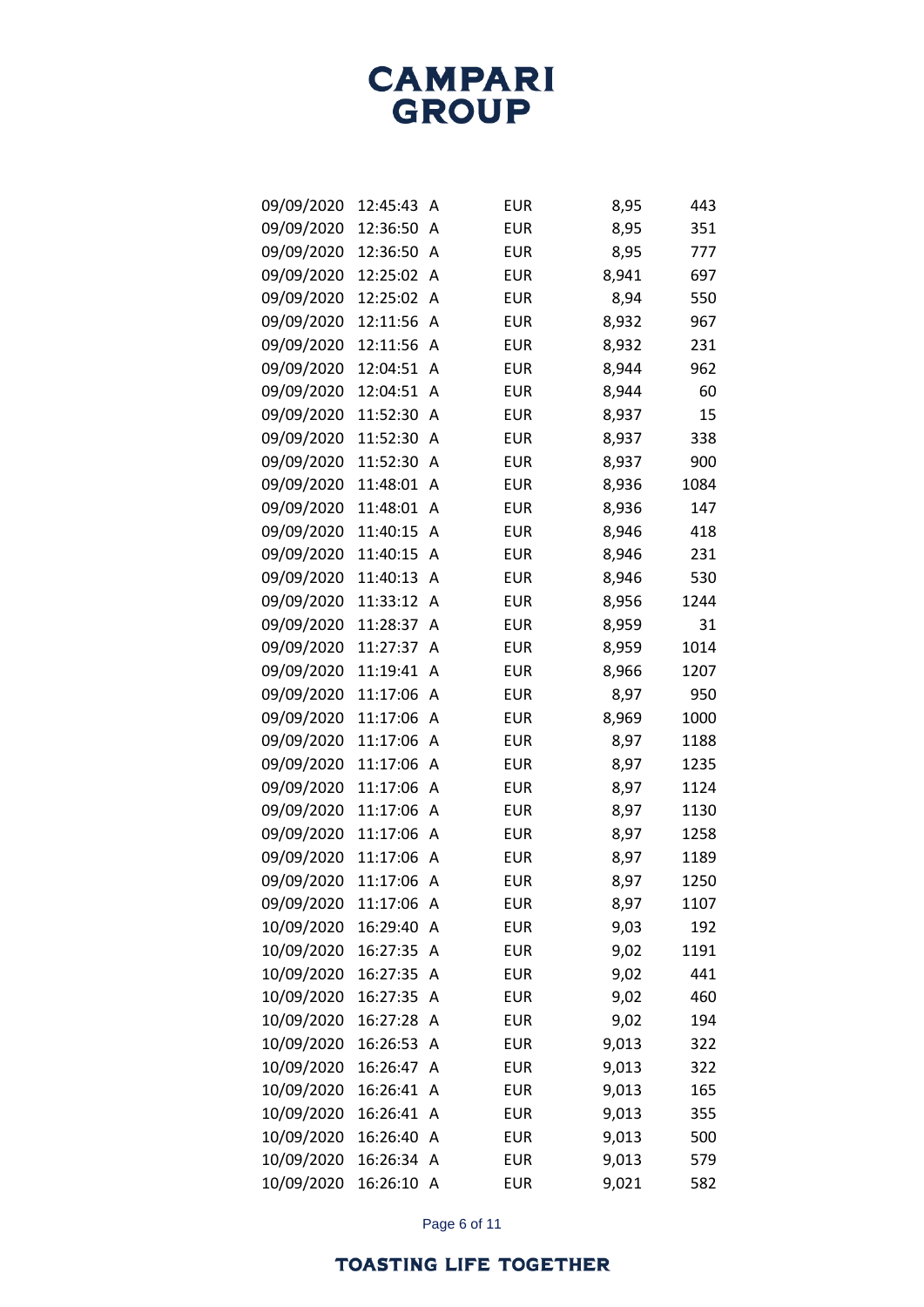| | | | | | |
|---|---|---|---|---|---|
| 09/09/2020 | 12:45:43 | A | EUR | 8,95 | 443 |
| 09/09/2020 | 12:36:50 | A | EUR | 8,95 | 351 |
| 09/09/2020 | 12:36:50 | A | EUR | 8,95 | 777 |
| 09/09/2020 | 12:25:02 | A | EUR | 8,941 | 697 |
| 09/09/2020 | 12:25:02 | A | EUR | 8,94 | 550 |
| 09/09/2020 | 12:11:56 | A | EUR | 8,932 | 967 |
| 09/09/2020 | 12:11:56 | A | EUR | 8,932 | 231 |
| 09/09/2020 | 12:04:51 | A | EUR | 8,944 | 962 |
| 09/09/2020 | 12:04:51 | A | EUR | 8,944 | 60 |
| 09/09/2020 | 11:52:30 | A | EUR | 8,937 | 15 |
| 09/09/2020 | 11:52:30 | A | EUR | 8,937 | 338 |
| 09/09/2020 | 11:52:30 | A | EUR | 8,937 | 900 |
| 09/09/2020 | 11:48:01 | A | EUR | 8,936 | 1084 |
| 09/09/2020 | 11:48:01 | A | EUR | 8,936 | 147 |
| 09/09/2020 | 11:40:15 | A | EUR | 8,946 | 418 |
| 09/09/2020 | 11:40:15 | A | EUR | 8,946 | 231 |
| 09/09/2020 | 11:40:13 | A | EUR | 8,946 | 530 |
| 09/09/2020 | 11:33:12 | A | EUR | 8,956 | 1244 |
| 09/09/2020 | 11:28:37 | A | EUR | 8,959 | 31 |
| 09/09/2020 | 11:27:37 | A | EUR | 8,959 | 1014 |
| 09/09/2020 | 11:19:41 | A | EUR | 8,966 | 1207 |
| 09/09/2020 | 11:17:06 | A | EUR | 8,97 | 950 |
| 09/09/2020 | 11:17:06 | A | EUR | 8,969 | 1000 |
| 09/09/2020 | 11:17:06 | A | EUR | 8,97 | 1188 |
| 09/09/2020 | 11:17:06 | A | EUR | 8,97 | 1235 |
| 09/09/2020 | 11:17:06 | A | EUR | 8,97 | 1124 |
| 09/09/2020 | 11:17:06 | A | EUR | 8,97 | 1130 |
| 09/09/2020 | 11:17:06 | A | EUR | 8,97 | 1258 |
| 09/09/2020 | 11:17:06 | A | EUR | 8,97 | 1189 |
| 09/09/2020 | 11:17:06 | A | EUR | 8,97 | 1250 |
| 09/09/2020 | 11:17:06 | A | EUR | 8,97 | 1107 |
| 10/09/2020 | 16:29:40 | A | EUR | 9,03 | 192 |
| 10/09/2020 | 16:27:35 | A | EUR | 9,02 | 1191 |
| 10/09/2020 | 16:27:35 | A | EUR | 9,02 | 441 |
| 10/09/2020 | 16:27:35 | A | EUR | 9,02 | 460 |
| 10/09/2020 | 16:27:28 | A | EUR | 9,02 | 194 |
| 10/09/2020 | 16:26:53 | A | EUR | 9,013 | 322 |
| 10/09/2020 | 16:26:47 | A | EUR | 9,013 | 322 |
| 10/09/2020 | 16:26:41 | A | EUR | 9,013 | 165 |
| 10/09/2020 | 16:26:41 | A | EUR | 9,013 | 355 |
| 10/09/2020 | 16:26:40 | A | EUR | 9,013 | 500 |
| 10/09/2020 | 16:26:34 | A | EUR | 9,013 | 579 |
| 10/09/2020 | 16:26:10 | A | EUR | 9,021 | 582 |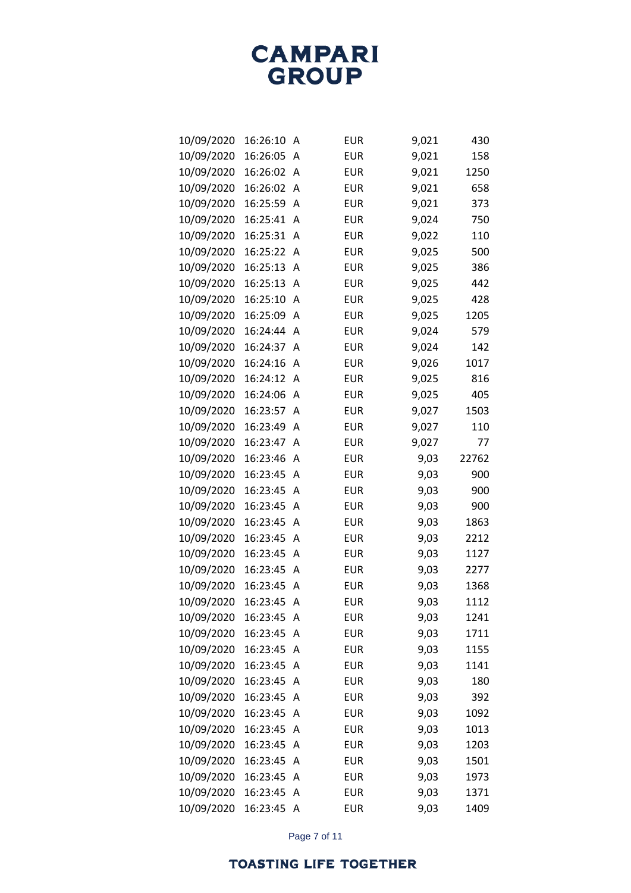| | | | | | |
|---|---|---|---|---|---|
| 10/09/2020 | 16:26:10 | A | EUR | 9,021 | 430 |
| 10/09/2020 | 16:26:05 | A | EUR | 9,021 | 158 |
| 10/09/2020 | 16:26:02 | A | EUR | 9,021 | 1250 |
| 10/09/2020 | 16:26:02 | A | EUR | 9,021 | 658 |
| 10/09/2020 | 16:25:59 | A | EUR | 9,021 | 373 |
| 10/09/2020 | 16:25:41 | A | EUR | 9,024 | 750 |
| 10/09/2020 | 16:25:31 | A | EUR | 9,022 | 110 |
| 10/09/2020 | 16:25:22 | A | EUR | 9,025 | 500 |
| 10/09/2020 | 16:25:13 | A | EUR | 9,025 | 386 |
| 10/09/2020 | 16:25:13 | A | EUR | 9,025 | 442 |
| 10/09/2020 | 16:25:10 | A | EUR | 9,025 | 428 |
| 10/09/2020 | 16:25:09 | A | EUR | 9,025 | 1205 |
| 10/09/2020 | 16:24:44 | A | EUR | 9,024 | 579 |
| 10/09/2020 | 16:24:37 | A | EUR | 9,024 | 142 |
| 10/09/2020 | 16:24:16 | A | EUR | 9,026 | 1017 |
| 10/09/2020 | 16:24:12 | A | EUR | 9,025 | 816 |
| 10/09/2020 | 16:24:06 | A | EUR | 9,025 | 405 |
| 10/09/2020 | 16:23:57 | A | EUR | 9,027 | 1503 |
| 10/09/2020 | 16:23:49 | A | EUR | 9,027 | 110 |
| 10/09/2020 | 16:23:47 | A | EUR | 9,027 | 77 |
| 10/09/2020 | 16:23:46 | A | EUR | 9,03 | 22762 |
| 10/09/2020 | 16:23:45 | A | EUR | 9,03 | 900 |
| 10/09/2020 | 16:23:45 | A | EUR | 9,03 | 900 |
| 10/09/2020 | 16:23:45 | A | EUR | 9,03 | 900 |
| 10/09/2020 | 16:23:45 | A | EUR | 9,03 | 1863 |
| 10/09/2020 | 16:23:45 | A | EUR | 9,03 | 2212 |
| 10/09/2020 | 16:23:45 | A | EUR | 9,03 | 1127 |
| 10/09/2020 | 16:23:45 | A | EUR | 9,03 | 2277 |
| 10/09/2020 | 16:23:45 | A | EUR | 9,03 | 1368 |
| 10/09/2020 | 16:23:45 | A | EUR | 9,03 | 1112 |
| 10/09/2020 | 16:23:45 | A | EUR | 9,03 | 1241 |
| 10/09/2020 | 16:23:45 | A | EUR | 9,03 | 1711 |
| 10/09/2020 | 16:23:45 | A | EUR | 9,03 | 1155 |
| 10/09/2020 | 16:23:45 | A | EUR | 9,03 | 1141 |
| 10/09/2020 | 16:23:45 | A | EUR | 9,03 | 180 |
| 10/09/2020 | 16:23:45 | A | EUR | 9,03 | 392 |
| 10/09/2020 | 16:23:45 | A | EUR | 9,03 | 1092 |
| 10/09/2020 | 16:23:45 | A | EUR | 9,03 | 1013 |
| 10/09/2020 | 16:23:45 | A | EUR | 9,03 | 1203 |
| 10/09/2020 | 16:23:45 | A | EUR | 9,03 | 1501 |
| 10/09/2020 | 16:23:45 | A | EUR | 9,03 | 1973 |
| 10/09/2020 | 16:23:45 | A | EUR | 9,03 | 1371 |
| 10/09/2020 | 16:23:45 | A | EUR | 9,03 | 1409 |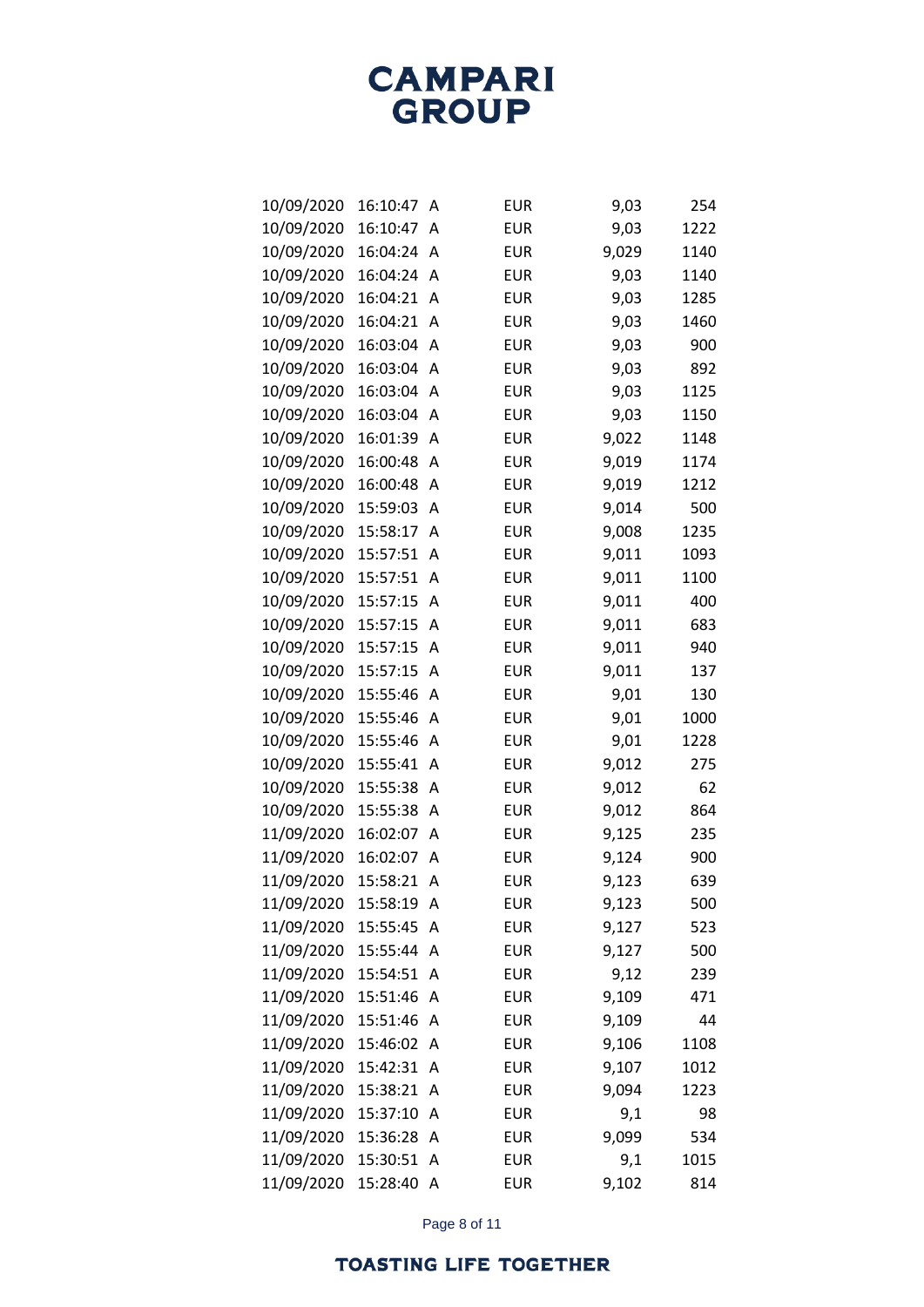| | | | | | |
|---|---|---|---|---|---|
| 10/09/2020 | 16:10:47 | A | EUR | 9,03 | 254 |
| 10/09/2020 | 16:10:47 | A | EUR | 9,03 | 1222 |
| 10/09/2020 | 16:04:24 | A | EUR | 9,029 | 1140 |
| 10/09/2020 | 16:04:24 | A | EUR | 9,03 | 1140 |
| 10/09/2020 | 16:04:21 | A | EUR | 9,03 | 1285 |
| 10/09/2020 | 16:04:21 | A | EUR | 9,03 | 1460 |
| 10/09/2020 | 16:03:04 | A | EUR | 9,03 | 900 |
| 10/09/2020 | 16:03:04 | A | EUR | 9,03 | 892 |
| 10/09/2020 | 16:03:04 | A | EUR | 9,03 | 1125 |
| 10/09/2020 | 16:03:04 | A | EUR | 9,03 | 1150 |
| 10/09/2020 | 16:01:39 | A | EUR | 9,022 | 1148 |
| 10/09/2020 | 16:00:48 | A | EUR | 9,019 | 1174 |
| 10/09/2020 | 16:00:48 | A | EUR | 9,019 | 1212 |
| 10/09/2020 | 15:59:03 | A | EUR | 9,014 | 500 |
| 10/09/2020 | 15:58:17 | A | EUR | 9,008 | 1235 |
| 10/09/2020 | 15:57:51 | A | EUR | 9,011 | 1093 |
| 10/09/2020 | 15:57:51 | A | EUR | 9,011 | 1100 |
| 10/09/2020 | 15:57:15 | A | EUR | 9,011 | 400 |
| 10/09/2020 | 15:57:15 | A | EUR | 9,011 | 683 |
| 10/09/2020 | 15:57:15 | A | EUR | 9,011 | 940 |
| 10/09/2020 | 15:57:15 | A | EUR | 9,011 | 137 |
| 10/09/2020 | 15:55:46 | A | EUR | 9,01 | 130 |
| 10/09/2020 | 15:55:46 | A | EUR | 9,01 | 1000 |
| 10/09/2020 | 15:55:46 | A | EUR | 9,01 | 1228 |
| 10/09/2020 | 15:55:41 | A | EUR | 9,012 | 275 |
| 10/09/2020 | 15:55:38 | A | EUR | 9,012 | 62 |
| 10/09/2020 | 15:55:38 | A | EUR | 9,012 | 864 |
| 11/09/2020 | 16:02:07 | A | EUR | 9,125 | 235 |
| 11/09/2020 | 16:02:07 | A | EUR | 9,124 | 900 |
| 11/09/2020 | 15:58:21 | A | EUR | 9,123 | 639 |
| 11/09/2020 | 15:58:19 | A | EUR | 9,123 | 500 |
| 11/09/2020 | 15:55:45 | A | EUR | 9,127 | 523 |
| 11/09/2020 | 15:55:44 | A | EUR | 9,127 | 500 |
| 11/09/2020 | 15:54:51 | A | EUR | 9,12 | 239 |
| 11/09/2020 | 15:51:46 | A | EUR | 9,109 | 471 |
| 11/09/2020 | 15:51:46 | A | EUR | 9,109 | 44 |
| 11/09/2020 | 15:46:02 | A | EUR | 9,106 | 1108 |
| 11/09/2020 | 15:42:31 | A | EUR | 9,107 | 1012 |
| 11/09/2020 | 15:38:21 | A | EUR | 9,094 | 1223 |
| 11/09/2020 | 15:37:10 | A | EUR | 9,1 | 98 |
| 11/09/2020 | 15:36:28 | A | EUR | 9,099 | 534 |
| 11/09/2020 | 15:30:51 | A | EUR | 9,1 | 1015 |
| 11/09/2020 | 15:28:40 | A | EUR | 9,102 | 814 |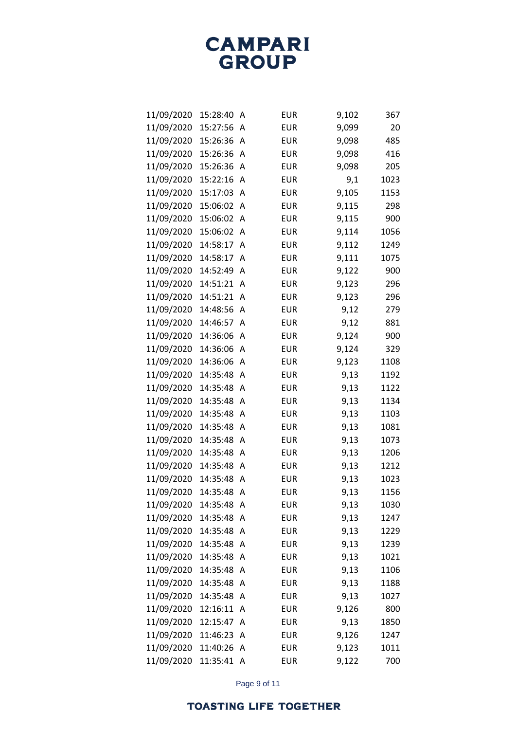| | | | | | |
|---|---|---|---|---|---|
| 11/09/2020 | 15:28:40 | A | EUR | 9,102 | 367 |
| 11/09/2020 | 15:27:56 | A | EUR | 9,099 | 20 |
| 11/09/2020 | 15:26:36 | A | EUR | 9,098 | 485 |
| 11/09/2020 | 15:26:36 | A | EUR | 9,098 | 416 |
| 11/09/2020 | 15:26:36 | A | EUR | 9,098 | 205 |
| 11/09/2020 | 15:22:16 | A | EUR | 9,1 | 1023 |
| 11/09/2020 | 15:17:03 | A | EUR | 9,105 | 1153 |
| 11/09/2020 | 15:06:02 | A | EUR | 9,115 | 298 |
| 11/09/2020 | 15:06:02 | A | EUR | 9,115 | 900 |
| 11/09/2020 | 15:06:02 | A | EUR | 9,114 | 1056 |
| 11/09/2020 | 14:58:17 | A | EUR | 9,112 | 1249 |
| 11/09/2020 | 14:58:17 | A | EUR | 9,111 | 1075 |
| 11/09/2020 | 14:52:49 | A | EUR | 9,122 | 900 |
| 11/09/2020 | 14:51:21 | A | EUR | 9,123 | 296 |
| 11/09/2020 | 14:51:21 | A | EUR | 9,123 | 296 |
| 11/09/2020 | 14:48:56 | A | EUR | 9,12 | 279 |
| 11/09/2020 | 14:46:57 | A | EUR | 9,12 | 881 |
| 11/09/2020 | 14:36:06 | A | EUR | 9,124 | 900 |
| 11/09/2020 | 14:36:06 | A | EUR | 9,124 | 329 |
| 11/09/2020 | 14:36:06 | A | EUR | 9,123 | 1108 |
| 11/09/2020 | 14:35:48 | A | EUR | 9,13 | 1192 |
| 11/09/2020 | 14:35:48 | A | EUR | 9,13 | 1122 |
| 11/09/2020 | 14:35:48 | A | EUR | 9,13 | 1134 |
| 11/09/2020 | 14:35:48 | A | EUR | 9,13 | 1103 |
| 11/09/2020 | 14:35:48 | A | EUR | 9,13 | 1081 |
| 11/09/2020 | 14:35:48 | A | EUR | 9,13 | 1073 |
| 11/09/2020 | 14:35:48 | A | EUR | 9,13 | 1206 |
| 11/09/2020 | 14:35:48 | A | EUR | 9,13 | 1212 |
| 11/09/2020 | 14:35:48 | A | EUR | 9,13 | 1023 |
| 11/09/2020 | 14:35:48 | A | EUR | 9,13 | 1156 |
| 11/09/2020 | 14:35:48 | A | EUR | 9,13 | 1030 |
| 11/09/2020 | 14:35:48 | A | EUR | 9,13 | 1247 |
| 11/09/2020 | 14:35:48 | A | EUR | 9,13 | 1229 |
| 11/09/2020 | 14:35:48 | A | EUR | 9,13 | 1239 |
| 11/09/2020 | 14:35:48 | A | EUR | 9,13 | 1021 |
| 11/09/2020 | 14:35:48 | A | EUR | 9,13 | 1106 |
| 11/09/2020 | 14:35:48 | A | EUR | 9,13 | 1188 |
| 11/09/2020 | 14:35:48 | A | EUR | 9,13 | 1027 |
| 11/09/2020 | 12:16:11 | A | EUR | 9,126 | 800 |
| 11/09/2020 | 12:15:47 | A | EUR | 9,13 | 1850 |
| 11/09/2020 | 11:46:23 | A | EUR | 9,126 | 1247 |
| 11/09/2020 | 11:40:26 | A | EUR | 9,123 | 1011 |
| 11/09/2020 | 11:35:41 | A | EUR | 9,122 | 700 |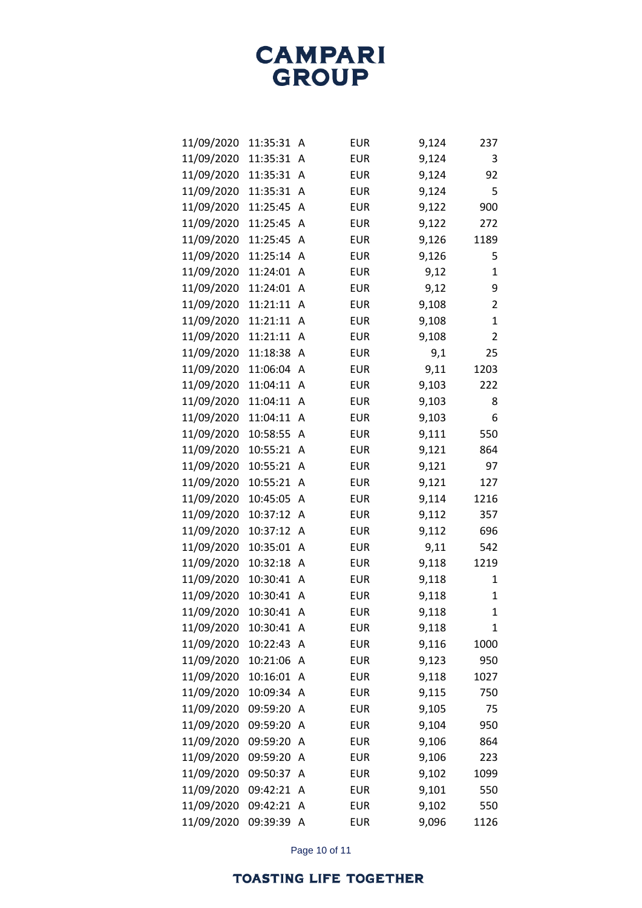| | | | | | |
|---|---|---|---|---|---|
| 11/09/2020 | 11:35:31 | A | EUR | 9,124 | 237 |
| 11/09/2020 | 11:35:31 | A | EUR | 9,124 | 3 |
| 11/09/2020 | 11:35:31 | A | EUR | 9,124 | 92 |
| 11/09/2020 | 11:35:31 | A | EUR | 9,124 | 5 |
| 11/09/2020 | 11:25:45 | A | EUR | 9,122 | 900 |
| 11/09/2020 | 11:25:45 | A | EUR | 9,122 | 272 |
| 11/09/2020 | 11:25:45 | A | EUR | 9,126 | 1189 |
| 11/09/2020 | 11:25:14 | A | EUR | 9,126 | 5 |
| 11/09/2020 | 11:24:01 | A | EUR | 9,12 | 1 |
| 11/09/2020 | 11:24:01 | A | EUR | 9,12 | 9 |
| 11/09/2020 | 11:21:11 | A | EUR | 9,108 | 2 |
| 11/09/2020 | 11:21:11 | A | EUR | 9,108 | 1 |
| 11/09/2020 | 11:21:11 | A | EUR | 9,108 | 2 |
| 11/09/2020 | 11:18:38 | A | EUR | 9,1 | 25 |
| 11/09/2020 | 11:06:04 | A | EUR | 9,11 | 1203 |
| 11/09/2020 | 11:04:11 | A | EUR | 9,103 | 222 |
| 11/09/2020 | 11:04:11 | A | EUR | 9,103 | 8 |
| 11/09/2020 | 11:04:11 | A | EUR | 9,103 | 6 |
| 11/09/2020 | 10:58:55 | A | EUR | 9,111 | 550 |
| 11/09/2020 | 10:55:21 | A | EUR | 9,121 | 864 |
| 11/09/2020 | 10:55:21 | A | EUR | 9,121 | 97 |
| 11/09/2020 | 10:55:21 | A | EUR | 9,121 | 127 |
| 11/09/2020 | 10:45:05 | A | EUR | 9,114 | 1216 |
| 11/09/2020 | 10:37:12 | A | EUR | 9,112 | 357 |
| 11/09/2020 | 10:37:12 | A | EUR | 9,112 | 696 |
| 11/09/2020 | 10:35:01 | A | EUR | 9,11 | 542 |
| 11/09/2020 | 10:32:18 | A | EUR | 9,118 | 1219 |
| 11/09/2020 | 10:30:41 | A | EUR | 9,118 | 1 |
| 11/09/2020 | 10:30:41 | A | EUR | 9,118 | 1 |
| 11/09/2020 | 10:30:41 | A | EUR | 9,118 | 1 |
| 11/09/2020 | 10:30:41 | A | EUR | 9,118 | 1 |
| 11/09/2020 | 10:22:43 | A | EUR | 9,116 | 1000 |
| 11/09/2020 | 10:21:06 | A | EUR | 9,123 | 950 |
| 11/09/2020 | 10:16:01 | A | EUR | 9,118 | 1027 |
| 11/09/2020 | 10:09:34 | A | EUR | 9,115 | 750 |
| 11/09/2020 | 09:59:20 | A | EUR | 9,105 | 75 |
| 11/09/2020 | 09:59:20 | A | EUR | 9,104 | 950 |
| 11/09/2020 | 09:59:20 | A | EUR | 9,106 | 864 |
| 11/09/2020 | 09:59:20 | A | EUR | 9,106 | 223 |
| 11/09/2020 | 09:50:37 | A | EUR | 9,102 | 1099 |
| 11/09/2020 | 09:42:21 | A | EUR | 9,101 | 550 |
| 11/09/2020 | 09:42:21 | A | EUR | 9,102 | 550 |
| 11/09/2020 | 09:39:39 | A | EUR | 9,096 | 1126 |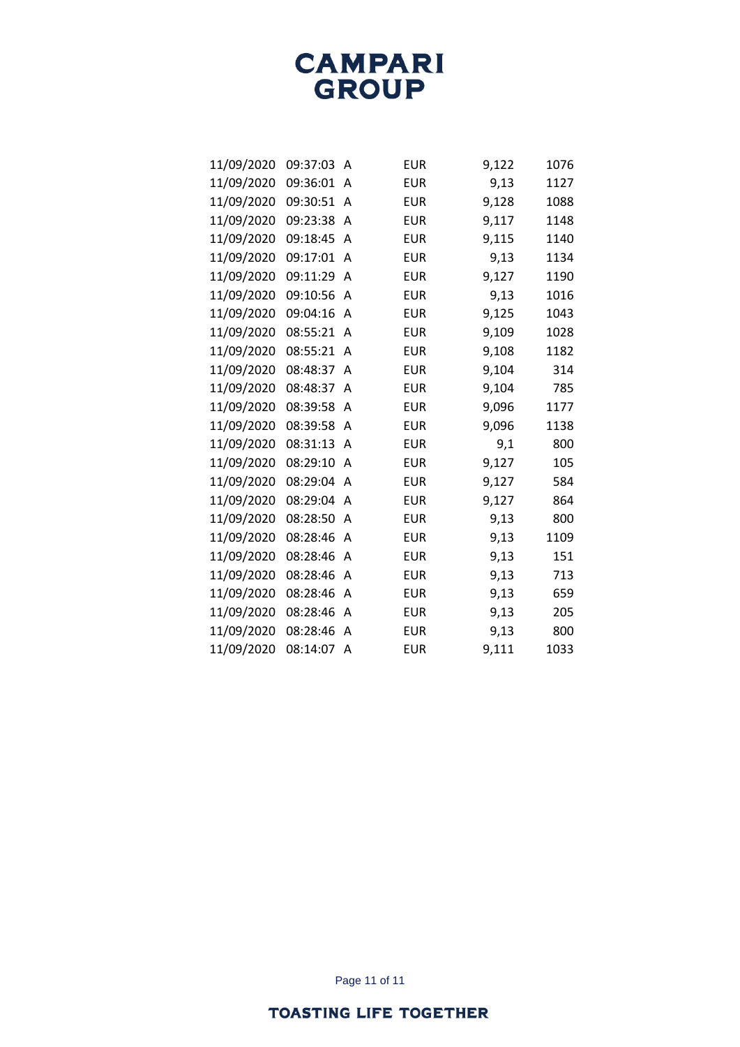| | | | | | |
|---|---|---|---|---|---|
| 11/09/2020 | 09:37:03 | A | EUR | 9,122 | 1076 |
| 11/09/2020 | 09:36:01 | A | EUR | 9,13 | 1127 |
| 11/09/2020 | 09:30:51 | A | EUR | 9,128 | 1088 |
| 11/09/2020 | 09:23:38 | A | EUR | 9,117 | 1148 |
| 11/09/2020 | 09:18:45 | A | EUR | 9,115 | 1140 |
| 11/09/2020 | 09:17:01 | A | EUR | 9,13 | 1134 |
| 11/09/2020 | 09:11:29 | A | EUR | 9,127 | 1190 |
| 11/09/2020 | 09:10:56 | A | EUR | 9,13 | 1016 |
| 11/09/2020 | 09:04:16 | A | EUR | 9,125 | 1043 |
| 11/09/2020 | 08:55:21 | A | EUR | 9,109 | 1028 |
| 11/09/2020 | 08:55:21 | A | EUR | 9,108 | 1182 |
| 11/09/2020 | 08:48:37 | A | EUR | 9,104 | 314 |
| 11/09/2020 | 08:48:37 | A | EUR | 9,104 | 785 |
| 11/09/2020 | 08:39:58 | A | EUR | 9,096 | 1177 |
| 11/09/2020 | 08:39:58 | A | EUR | 9,096 | 1138 |
| 11/09/2020 | 08:31:13 | A | EUR | 9,1 | 800 |
| 11/09/2020 | 08:29:10 | A | EUR | 9,127 | 105 |
| 11/09/2020 | 08:29:04 | A | EUR | 9,127 | 584 |
| 11/09/2020 | 08:29:04 | A | EUR | 9,127 | 864 |
| 11/09/2020 | 08:28:50 | A | EUR | 9,13 | 800 |
| 11/09/2020 | 08:28:46 | A | EUR | 9,13 | 1109 |
| 11/09/2020 | 08:28:46 | A | EUR | 9,13 | 151 |
| 11/09/2020 | 08:28:46 | A | EUR | 9,13 | 713 |
| 11/09/2020 | 08:28:46 | A | EUR | 9,13 | 659 |
| 11/09/2020 | 08:28:46 | A | EUR | 9,13 | 205 |
| 11/09/2020 | 08:28:46 | A | EUR | 9,13 | 800 |
| 11/09/2020 | 08:14:07 | A | EUR | 9,111 | 1033 |